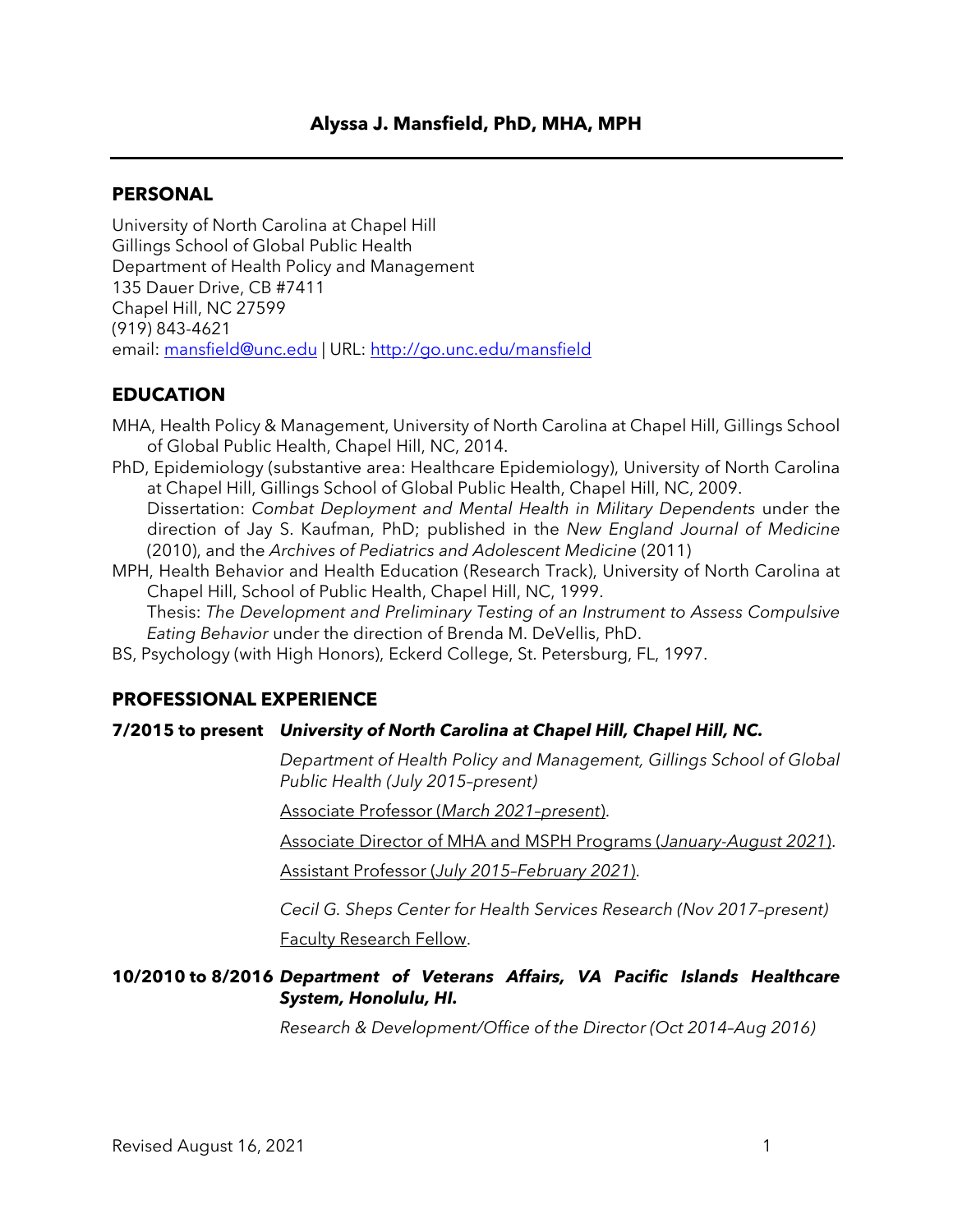# Alyssa J. Mansfield, PhD, MHA, MPH

## PERSONAL

University of North Carolina at Chapel Hill
Gillings School of Global Public Health
Department of Health Policy and Management
135 Dauer Drive, CB #7411
Chapel Hill, NC 27599
(919) 843-4621
email: mansfield@unc.edu | URL: http://go.unc.edu/mansfield

## EDUCATION

MHA, Health Policy & Management, University of North Carolina at Chapel Hill, Gillings School of Global Public Health, Chapel Hill, NC, 2014.

PhD, Epidemiology (substantive area: Healthcare Epidemiology), University of North Carolina at Chapel Hill, Gillings School of Global Public Health, Chapel Hill, NC, 2009.
Dissertation: *Combat Deployment and Mental Health in Military Dependents* under the direction of Jay S. Kaufman, PhD; published in the *New England Journal of Medicine* (2010), and the *Archives of Pediatrics and Adolescent Medicine* (2011)

MPH, Health Behavior and Health Education (Research Track), University of North Carolina at Chapel Hill, School of Public Health, Chapel Hill, NC, 1999.
Thesis: *The Development and Preliminary Testing of an Instrument to Assess Compulsive Eating Behavior* under the direction of Brenda M. DeVellis, PhD.

BS, Psychology (with High Honors), Eckerd College, St. Petersburg, FL, 1997.

## PROFESSIONAL EXPERIENCE

**7/2015 to present** ***University of North Carolina at Chapel Hill, Chapel Hill, NC.***

*Department of Health Policy and Management, Gillings School of Global Public Health (July 2015–present)*

Associate Professor (*March 2021–present*).

Associate Director of MHA and MSPH Programs (*January-August 2021*).

Assistant Professor (*July 2015–February 2021*).

*Cecil G. Sheps Center for Health Services Research (Nov 2017–present)*

Faculty Research Fellow.

**10/2010 to 8/2016** ***Department of Veterans Affairs, VA Pacific Islands Healthcare System, Honolulu, HI.***

*Research & Development/Office of the Director (Oct 2014–Aug 2016)*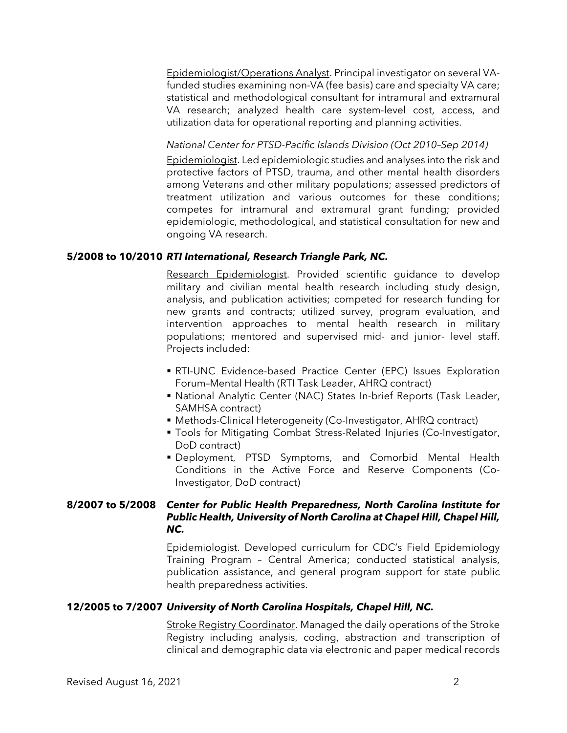<u>Epidemiologist/Operations Analyst</u>. Principal investigator on several VA-funded studies examining non-VA (fee basis) care and specialty VA care; statistical and methodological consultant for intramural and extramural VA research; analyzed health care system-level cost, access, and utilization data for operational reporting and planning activities.

*National Center for PTSD-Pacific Islands Division (Oct 2010–Sep 2014)*

<u>Epidemiologist</u>. Led epidemiologic studies and analyses into the risk and protective factors of PTSD, trauma, and other mental health disorders among Veterans and other military populations; assessed predictors of treatment utilization and various outcomes for these conditions; competes for intramural and extramural grant funding; provided epidemiologic, methodological, and statistical consultation for new and ongoing VA research.

**5/2008 to 10/2010** ***RTI International, Research Triangle Park, NC.***

<u>Research Epidemiologist</u>. Provided scientific guidance to develop military and civilian mental health research including study design, analysis, and publication activities; competed for research funding for new grants and contracts; utilized survey, program evaluation, and intervention approaches to mental health research in military populations; mentored and supervised mid- and junior- level staff. Projects included:

- RTI-UNC Evidence-based Practice Center (EPC) Issues Exploration Forum–Mental Health (RTI Task Leader, AHRQ contract)
- National Analytic Center (NAC) States In-brief Reports (Task Leader, SAMHSA contract)
- Methods-Clinical Heterogeneity (Co-Investigator, AHRQ contract)
- Tools for Mitigating Combat Stress-Related Injuries (Co-Investigator, DoD contract)
- Deployment, PTSD Symptoms, and Comorbid Mental Health Conditions in the Active Force and Reserve Components (Co-Investigator, DoD contract)

**8/2007 to 5/2008** ***Center for Public Health Preparedness, North Carolina Institute for Public Health, University of North Carolina at Chapel Hill, Chapel Hill, NC.***

<u>Epidemiologist</u>. Developed curriculum for CDC's Field Epidemiology Training Program – Central America; conducted statistical analysis, publication assistance, and general program support for state public health preparedness activities.

**12/2005 to 7/2007** ***University of North Carolina Hospitals, Chapel Hill, NC.***

<u>Stroke Registry Coordinator</u>. Managed the daily operations of the Stroke Registry including analysis, coding, abstraction and transcription of clinical and demographic data via electronic and paper medical records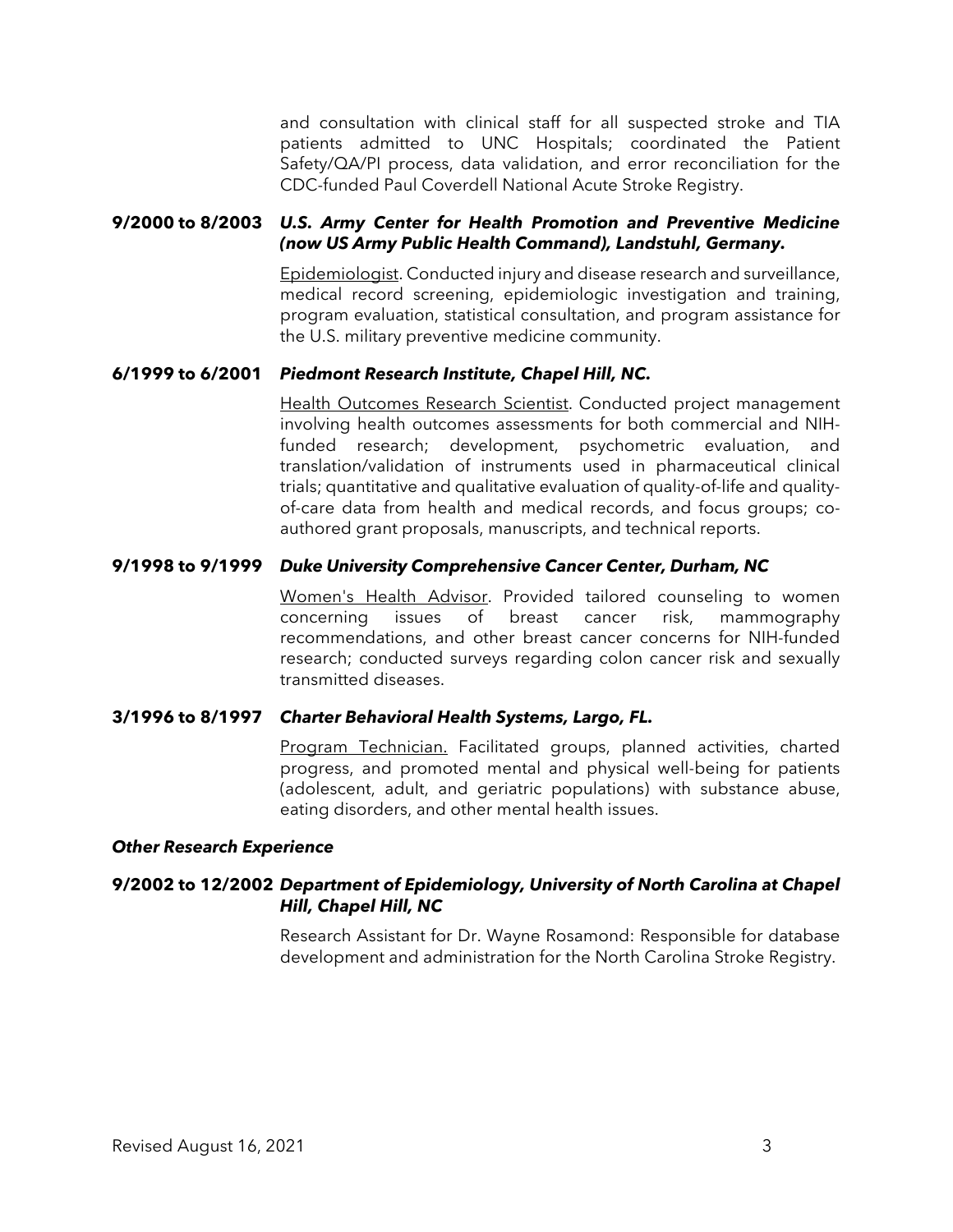and consultation with clinical staff for all suspected stroke and TIA patients admitted to UNC Hospitals; coordinated the Patient Safety/QA/PI process, data validation, and error reconciliation for the CDC-funded Paul Coverdell National Acute Stroke Registry.

**9/2000 to 8/2003** ***U.S. Army Center for Health Promotion and Preventive Medicine (now US Army Public Health Command), Landstuhl, Germany.***

Epidemiologist. Conducted injury and disease research and surveillance, medical record screening, epidemiologic investigation and training, program evaluation, statistical consultation, and program assistance for the U.S. military preventive medicine community.

**6/1999 to 6/2001** ***Piedmont Research Institute, Chapel Hill, NC.***

Health Outcomes Research Scientist. Conducted project management involving health outcomes assessments for both commercial and NIH-funded research; development, psychometric evaluation, and translation/validation of instruments used in pharmaceutical clinical trials; quantitative and qualitative evaluation of quality-of-life and quality-of-care data from health and medical records, and focus groups; co-authored grant proposals, manuscripts, and technical reports.

**9/1998 to 9/1999** ***Duke University Comprehensive Cancer Center, Durham, NC***

Women's Health Advisor. Provided tailored counseling to women concerning issues of breast cancer risk, mammography recommendations, and other breast cancer concerns for NIH-funded research; conducted surveys regarding colon cancer risk and sexually transmitted diseases.

**3/1996 to 8/1997** ***Charter Behavioral Health Systems, Largo, FL.***

Program Technician. Facilitated groups, planned activities, charted progress, and promoted mental and physical well-being for patients (adolescent, adult, and geriatric populations) with substance abuse, eating disorders, and other mental health issues.

***Other Research Experience***

**9/2002 to 12/2002** ***Department of Epidemiology, University of North Carolina at Chapel Hill, Chapel Hill, NC***

Research Assistant for Dr. Wayne Rosamond: Responsible for database development and administration for the North Carolina Stroke Registry.

Revised August 16, 2021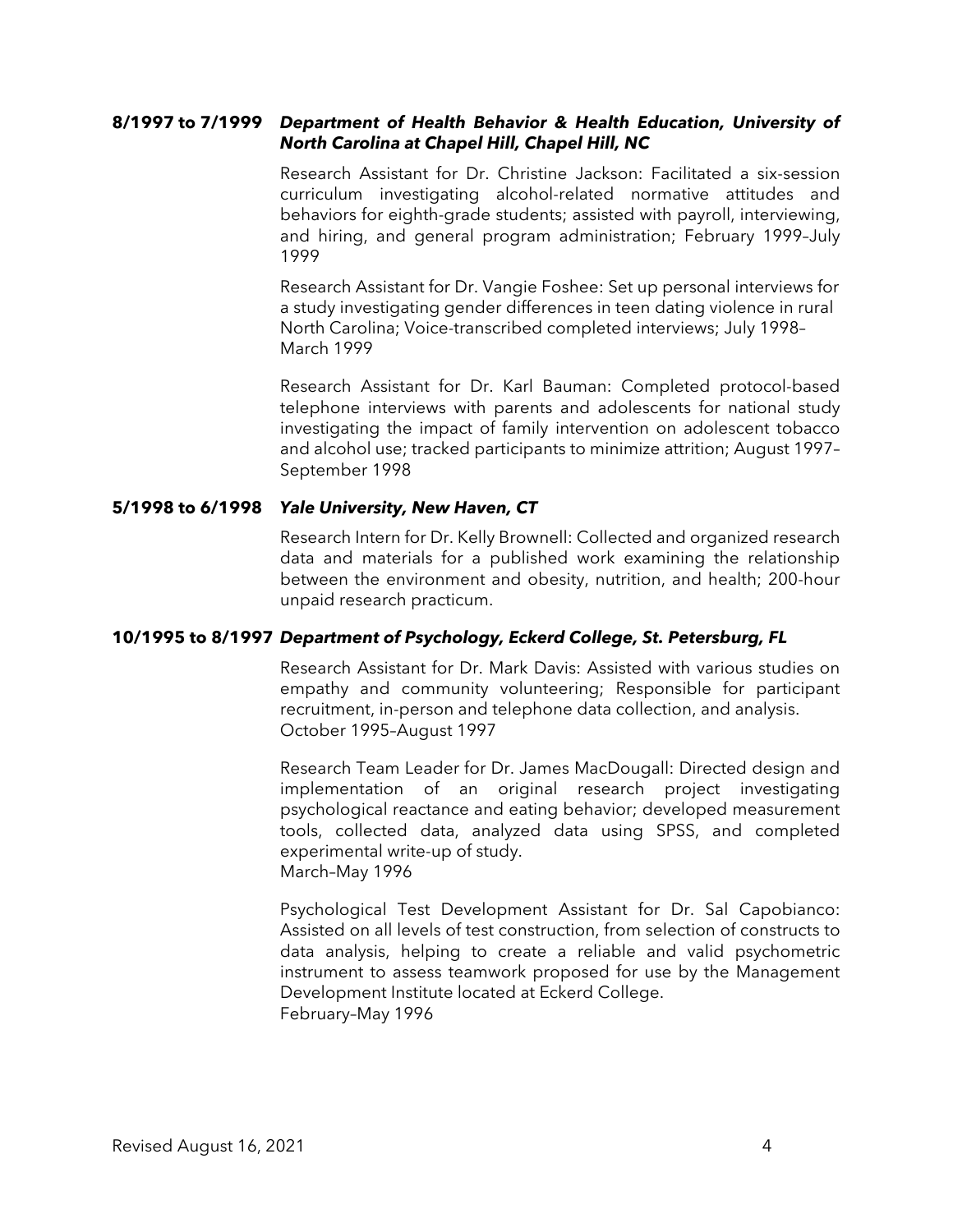**8/1997 to 7/1999** ***Department of Health Behavior & Health Education, University of North Carolina at Chapel Hill, Chapel Hill, NC***

Research Assistant for Dr. Christine Jackson: Facilitated a six-session curriculum investigating alcohol-related normative attitudes and behaviors for eighth-grade students; assisted with payroll, interviewing, and hiring, and general program administration; February 1999–July 1999

Research Assistant for Dr. Vangie Foshee: Set up personal interviews for a study investigating gender differences in teen dating violence in rural North Carolina; Voice-transcribed completed interviews; July 1998–March 1999

Research Assistant for Dr. Karl Bauman: Completed protocol-based telephone interviews with parents and adolescents for national study investigating the impact of family intervention on adolescent tobacco and alcohol use; tracked participants to minimize attrition; August 1997–September 1998

**5/1998 to 6/1998** ***Yale University, New Haven, CT***

Research Intern for Dr. Kelly Brownell: Collected and organized research data and materials for a published work examining the relationship between the environment and obesity, nutrition, and health; 200-hour unpaid research practicum.

**10/1995 to 8/1997** ***Department of Psychology, Eckerd College, St. Petersburg, FL***

Research Assistant for Dr. Mark Davis: Assisted with various studies on empathy and community volunteering; Responsible for participant recruitment, in-person and telephone data collection, and analysis. October 1995–August 1997

Research Team Leader for Dr. James MacDougall: Directed design and implementation of an original research project investigating psychological reactance and eating behavior; developed measurement tools, collected data, analyzed data using SPSS, and completed experimental write-up of study.
March–May 1996

Psychological Test Development Assistant for Dr. Sal Capobianco: Assisted on all levels of test construction, from selection of constructs to data analysis, helping to create a reliable and valid psychometric instrument to assess teamwork proposed for use by the Management Development Institute located at Eckerd College.
February–May 1996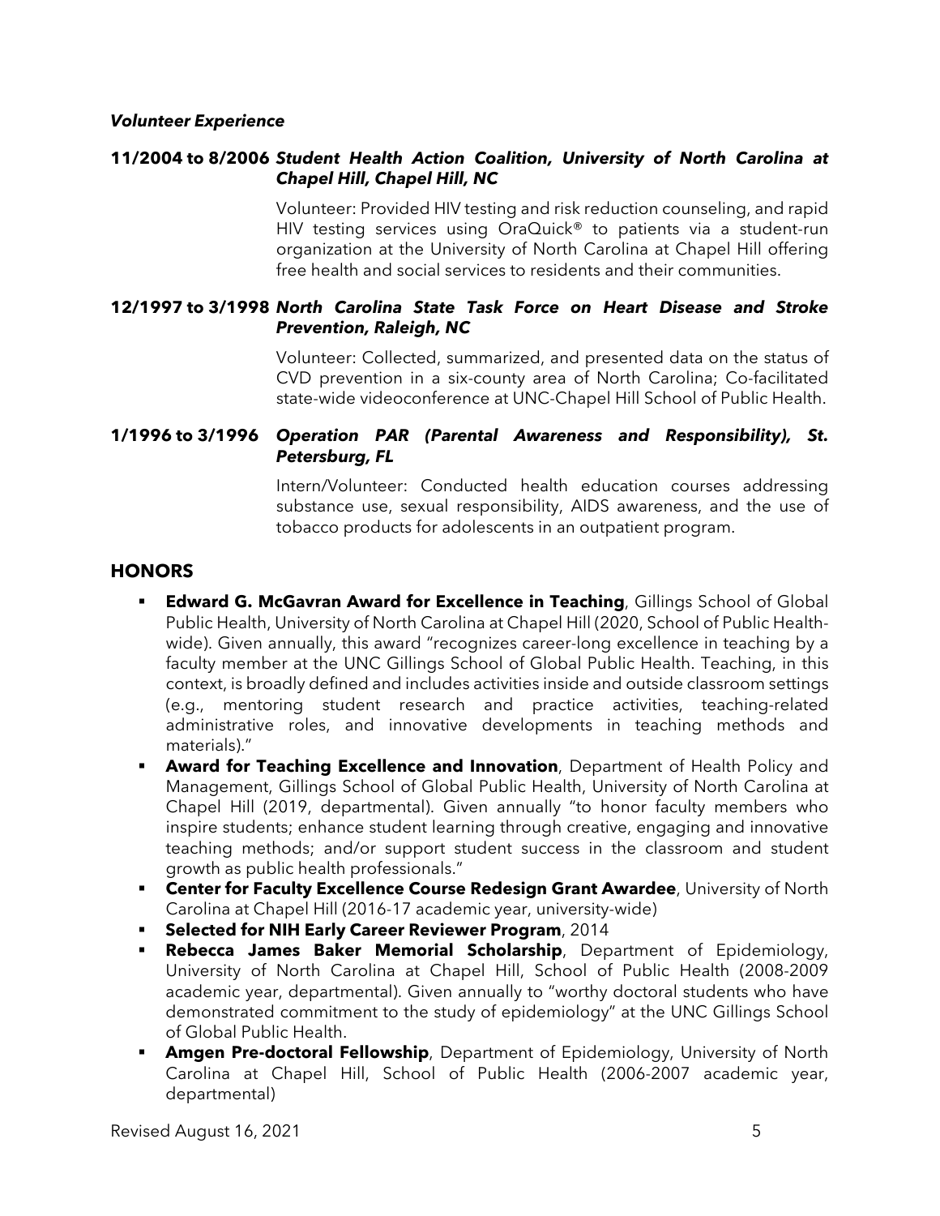***Volunteer Experience***

**11/2004 to 8/2006** ***Student Health Action Coalition, University of North Carolina at Chapel Hill, Chapel Hill, NC***

Volunteer: Provided HIV testing and risk reduction counseling, and rapid HIV testing services using OraQuick® to patients via a student-run organization at the University of North Carolina at Chapel Hill offering free health and social services to residents and their communities.

**12/1997 to 3/1998** ***North Carolina State Task Force on Heart Disease and Stroke Prevention, Raleigh, NC***

Volunteer: Collected, summarized, and presented data on the status of CVD prevention in a six-county area of North Carolina; Co-facilitated state-wide videoconference at UNC-Chapel Hill School of Public Health.

**1/1996 to 3/1996** ***Operation PAR (Parental Awareness and Responsibility), St. Petersburg, FL***

Intern/Volunteer: Conducted health education courses addressing substance use, sexual responsibility, AIDS awareness, and the use of tobacco products for adolescents in an outpatient program.

## HONORS

- **Edward G. McGavran Award for Excellence in Teaching**, Gillings School of Global Public Health, University of North Carolina at Chapel Hill (2020, School of Public Health-wide). Given annually, this award "recognizes career-long excellence in teaching by a faculty member at the UNC Gillings School of Global Public Health. Teaching, in this context, is broadly defined and includes activities inside and outside classroom settings (e.g., mentoring student research and practice activities, teaching-related administrative roles, and innovative developments in teaching methods and materials)."
- **Award for Teaching Excellence and Innovation**, Department of Health Policy and Management, Gillings School of Global Public Health, University of North Carolina at Chapel Hill (2019, departmental). Given annually "to honor faculty members who inspire students; enhance student learning through creative, engaging and innovative teaching methods; and/or support student success in the classroom and student growth as public health professionals."
- **Center for Faculty Excellence Course Redesign Grant Awardee**, University of North Carolina at Chapel Hill (2016-17 academic year, university-wide)
- **Selected for NIH Early Career Reviewer Program**, 2014
- **Rebecca James Baker Memorial Scholarship**, Department of Epidemiology, University of North Carolina at Chapel Hill, School of Public Health (2008-2009 academic year, departmental). Given annually to "worthy doctoral students who have demonstrated commitment to the study of epidemiology" at the UNC Gillings School of Global Public Health.
- **Amgen Pre-doctoral Fellowship**, Department of Epidemiology, University of North Carolina at Chapel Hill, School of Public Health (2006-2007 academic year, departmental)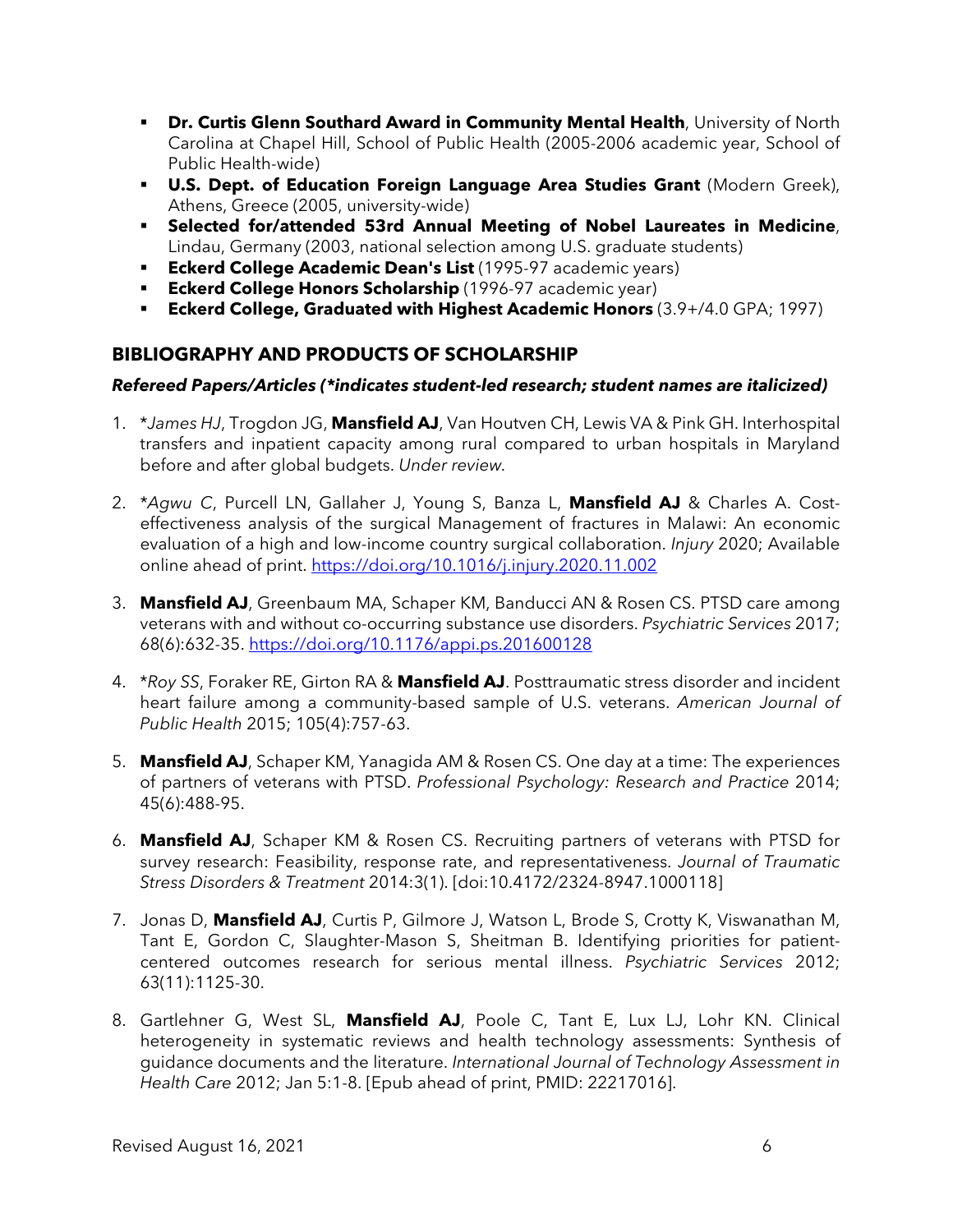- **Dr. Curtis Glenn Southard Award in Community Mental Health**, University of North Carolina at Chapel Hill, School of Public Health (2005-2006 academic year, School of Public Health-wide)
- **U.S. Dept. of Education Foreign Language Area Studies Grant** (Modern Greek), Athens, Greece (2005, university-wide)
- **Selected for/attended 53rd Annual Meeting of Nobel Laureates in Medicine**, Lindau, Germany (2003, national selection among U.S. graduate students)
- **Eckerd College Academic Dean's List** (1995-97 academic years)
- **Eckerd College Honors Scholarship** (1996-97 academic year)
- **Eckerd College, Graduated with Highest Academic Honors** (3.9+/4.0 GPA; 1997)

## BIBLIOGRAPHY AND PRODUCTS OF SCHOLARSHIP

### *Refereed Papers/Articles (*indicates student-led research; student names are italicized)*

1. *\*James HJ*, Trogdon JG, **Mansfield AJ**, Van Houtven CH, Lewis VA & Pink GH. Interhospital transfers and inpatient capacity among rural compared to urban hospitals in Maryland before and after global budgets. *Under review*.

2. *\*Agwu C*, Purcell LN, Gallaher J, Young S, Banza L, **Mansfield AJ** & Charles A. Cost-effectiveness analysis of the surgical Management of fractures in Malawi: An economic evaluation of a high and low-income country surgical collaboration. *Injury* 2020; Available online ahead of print. https://doi.org/10.1016/j.injury.2020.11.002

3. **Mansfield AJ**, Greenbaum MA, Schaper KM, Banducci AN & Rosen CS. PTSD care among veterans with and without co-occurring substance use disorders. *Psychiatric Services* 2017; 68(6):632-35. https://doi.org/10.1176/appi.ps.201600128

4. *\*Roy SS*, Foraker RE, Girton RA & **Mansfield AJ**. Posttraumatic stress disorder and incident heart failure among a community-based sample of U.S. veterans. *American Journal of Public Health* 2015; 105(4):757-63.

5. **Mansfield AJ**, Schaper KM, Yanagida AM & Rosen CS. One day at a time: The experiences of partners of veterans with PTSD. *Professional Psychology: Research and Practice* 2014; 45(6):488-95.

6. **Mansfield AJ**, Schaper KM & Rosen CS. Recruiting partners of veterans with PTSD for survey research: Feasibility, response rate, and representativeness. *Journal of Traumatic Stress Disorders & Treatment* 2014:3(1). [doi:10.4172/2324-8947.1000118]

7. Jonas D, **Mansfield AJ**, Curtis P, Gilmore J, Watson L, Brode S, Crotty K, Viswanathan M, Tant E, Gordon C, Slaughter-Mason S, Sheitman B. Identifying priorities for patient-centered outcomes research for serious mental illness. *Psychiatric Services* 2012; 63(11):1125-30.

8. Gartlehner G, West SL, **Mansfield AJ**, Poole C, Tant E, Lux LJ, Lohr KN. Clinical heterogeneity in systematic reviews and health technology assessments: Synthesis of guidance documents and the literature. *International Journal of Technology Assessment in Health Care* 2012; Jan 5:1-8. [Epub ahead of print, PMID: 22217016].

Revised August 16, 2021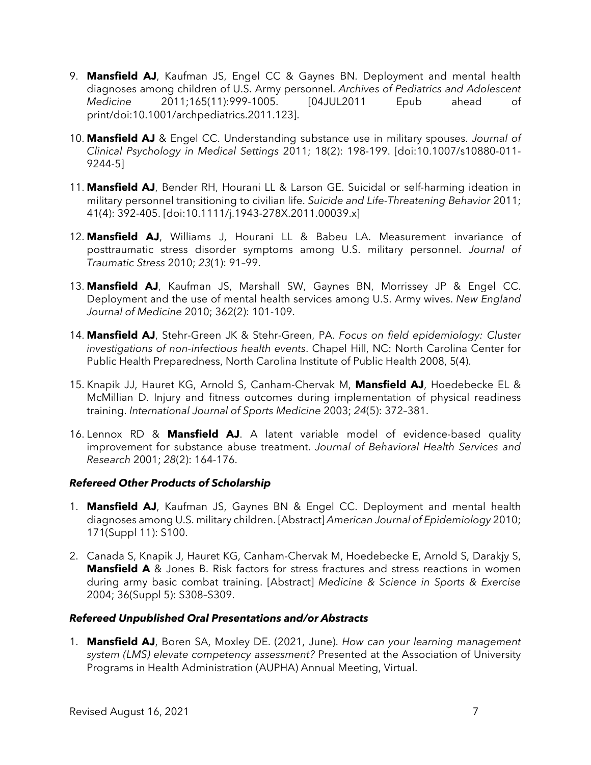9. **Mansfield AJ**, Kaufman JS, Engel CC & Gaynes BN. Deployment and mental health diagnoses among children of U.S. Army personnel. *Archives of Pediatrics and Adolescent Medicine* 2011;165(11):999-1005. [04JUL2011 Epub ahead of print/doi:10.1001/archpediatrics.2011.123].

10. **Mansfield AJ** & Engel CC. Understanding substance use in military spouses. *Journal of Clinical Psychology in Medical Settings* 2011; 18(2): 198-199. [doi:10.1007/s10880-011-9244-5]

11. **Mansfield AJ**, Bender RH, Hourani LL & Larson GE. Suicidal or self-harming ideation in military personnel transitioning to civilian life. *Suicide and Life-Threatening Behavior* 2011; 41(4): 392-405. [doi:10.1111/j.1943-278X.2011.00039.x]

12. **Mansfield AJ**, Williams J, Hourani LL & Babeu LA. Measurement invariance of posttraumatic stress disorder symptoms among U.S. military personnel. *Journal of Traumatic Stress* 2010; *23*(1): 91–99.

13. **Mansfield AJ**, Kaufman JS, Marshall SW, Gaynes BN, Morrissey JP & Engel CC. Deployment and the use of mental health services among U.S. Army wives. *New England Journal of Medicine* 2010; 362(2): 101-109.

14. **Mansfield AJ**, Stehr-Green JK & Stehr-Green, PA. *Focus on field epidemiology: Cluster investigations of non-infectious health events*. Chapel Hill, NC: North Carolina Center for Public Health Preparedness, North Carolina Institute of Public Health 2008, 5(4).

15. Knapik JJ, Hauret KG, Arnold S, Canham-Chervak M, **Mansfield AJ**, Hoedebecke EL & McMillian D. Injury and fitness outcomes during implementation of physical readiness training. *International Journal of Sports Medicine* 2003; *24*(5): 372–381.

16. Lennox RD & **Mansfield AJ**. A latent variable model of evidence-based quality improvement for substance abuse treatment. *Journal of Behavioral Health Services and Research* 2001; *28*(2): 164-176.

### *Refereed Other Products of Scholarship*

1. **Mansfield AJ**, Kaufman JS, Gaynes BN & Engel CC. Deployment and mental health diagnoses among U.S. military children. [Abstract] *American Journal of Epidemiology* 2010; 171(Suppl 11): S100.

2. Canada S, Knapik J, Hauret KG, Canham-Chervak M, Hoedebecke E, Arnold S, Darakjy S, **Mansfield A** & Jones B. Risk factors for stress fractures and stress reactions in women during army basic combat training. [Abstract] *Medicine & Science in Sports & Exercise* 2004; 36(Suppl 5): S308–S309.

### *Refereed Unpublished Oral Presentations and/or Abstracts*

1. **Mansfield AJ**, Boren SA, Moxley DE. (2021, June). *How can your learning management system (LMS) elevate competency assessment?* Presented at the Association of University Programs in Health Administration (AUPHA) Annual Meeting, Virtual.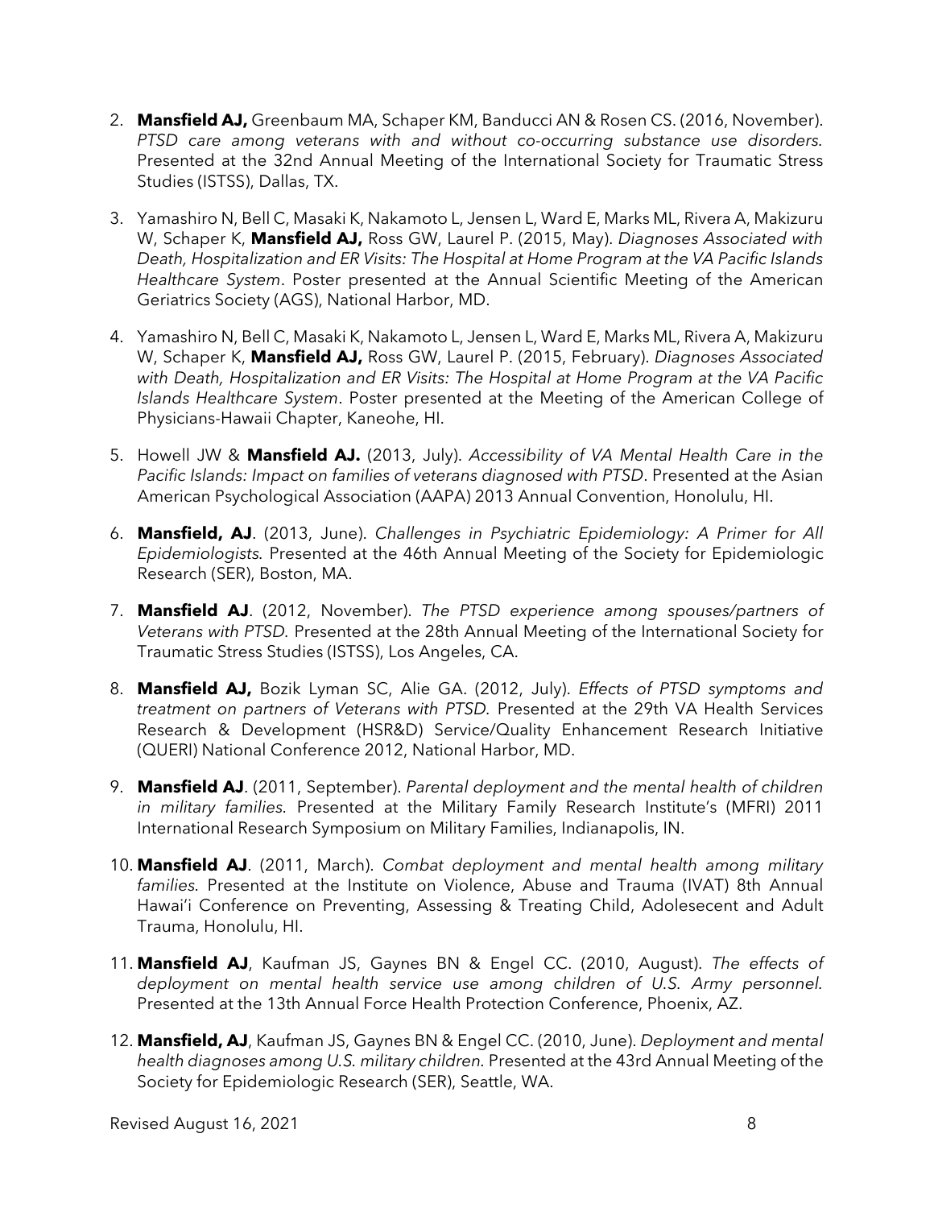2. **Mansfield AJ,** Greenbaum MA, Schaper KM, Banducci AN & Rosen CS. (2016, November). *PTSD care among veterans with and without co-occurring substance use disorders.* Presented at the 32nd Annual Meeting of the International Society for Traumatic Stress Studies (ISTSS), Dallas, TX.

3. Yamashiro N, Bell C, Masaki K, Nakamoto L, Jensen L, Ward E, Marks ML, Rivera A, Makizuru W, Schaper K, **Mansfield AJ,** Ross GW, Laurel P. (2015, May). *Diagnoses Associated with Death, Hospitalization and ER Visits: The Hospital at Home Program at the VA Pacific Islands Healthcare System*. Poster presented at the Annual Scientific Meeting of the American Geriatrics Society (AGS), National Harbor, MD.

4. Yamashiro N, Bell C, Masaki K, Nakamoto L, Jensen L, Ward E, Marks ML, Rivera A, Makizuru W, Schaper K, **Mansfield AJ,** Ross GW, Laurel P. (2015, February). *Diagnoses Associated with Death, Hospitalization and ER Visits: The Hospital at Home Program at the VA Pacific Islands Healthcare System*. Poster presented at the Meeting of the American College of Physicians-Hawaii Chapter, Kaneohe, HI.

5. Howell JW & **Mansfield AJ.** (2013, July). *Accessibility of VA Mental Health Care in the Pacific Islands: Impact on families of veterans diagnosed with PTSD*. Presented at the Asian American Psychological Association (AAPA) 2013 Annual Convention, Honolulu, HI.

6. **Mansfield, AJ**. (2013, June). *Challenges in Psychiatric Epidemiology: A Primer for All Epidemiologists.* Presented at the 46th Annual Meeting of the Society for Epidemiologic Research (SER), Boston, MA.

7. **Mansfield AJ**. (2012, November). *The PTSD experience among spouses/partners of Veterans with PTSD.* Presented at the 28th Annual Meeting of the International Society for Traumatic Stress Studies (ISTSS), Los Angeles, CA.

8. **Mansfield AJ,** Bozik Lyman SC, Alie GA. (2012, July). *Effects of PTSD symptoms and treatment on partners of Veterans with PTSD.* Presented at the 29th VA Health Services Research & Development (HSR&D) Service/Quality Enhancement Research Initiative (QUERI) National Conference 2012, National Harbor, MD.

9. **Mansfield AJ**. (2011, September). *Parental deployment and the mental health of children in military families.* Presented at the Military Family Research Institute's (MFRI) 2011 International Research Symposium on Military Families, Indianapolis, IN.

10. **Mansfield AJ**. (2011, March). *Combat deployment and mental health among military families.* Presented at the Institute on Violence, Abuse and Trauma (IVAT) 8th Annual Hawai'i Conference on Preventing, Assessing & Treating Child, Adolesecent and Adult Trauma, Honolulu, HI.

11. **Mansfield AJ**, Kaufman JS, Gaynes BN & Engel CC. (2010, August). *The effects of deployment on mental health service use among children of U.S. Army personnel.* Presented at the 13th Annual Force Health Protection Conference, Phoenix, AZ.

12. **Mansfield, AJ**, Kaufman JS, Gaynes BN & Engel CC. (2010, June). *Deployment and mental health diagnoses among U.S. military children.* Presented at the 43rd Annual Meeting of the Society for Epidemiologic Research (SER), Seattle, WA.

Revised August 16, 2021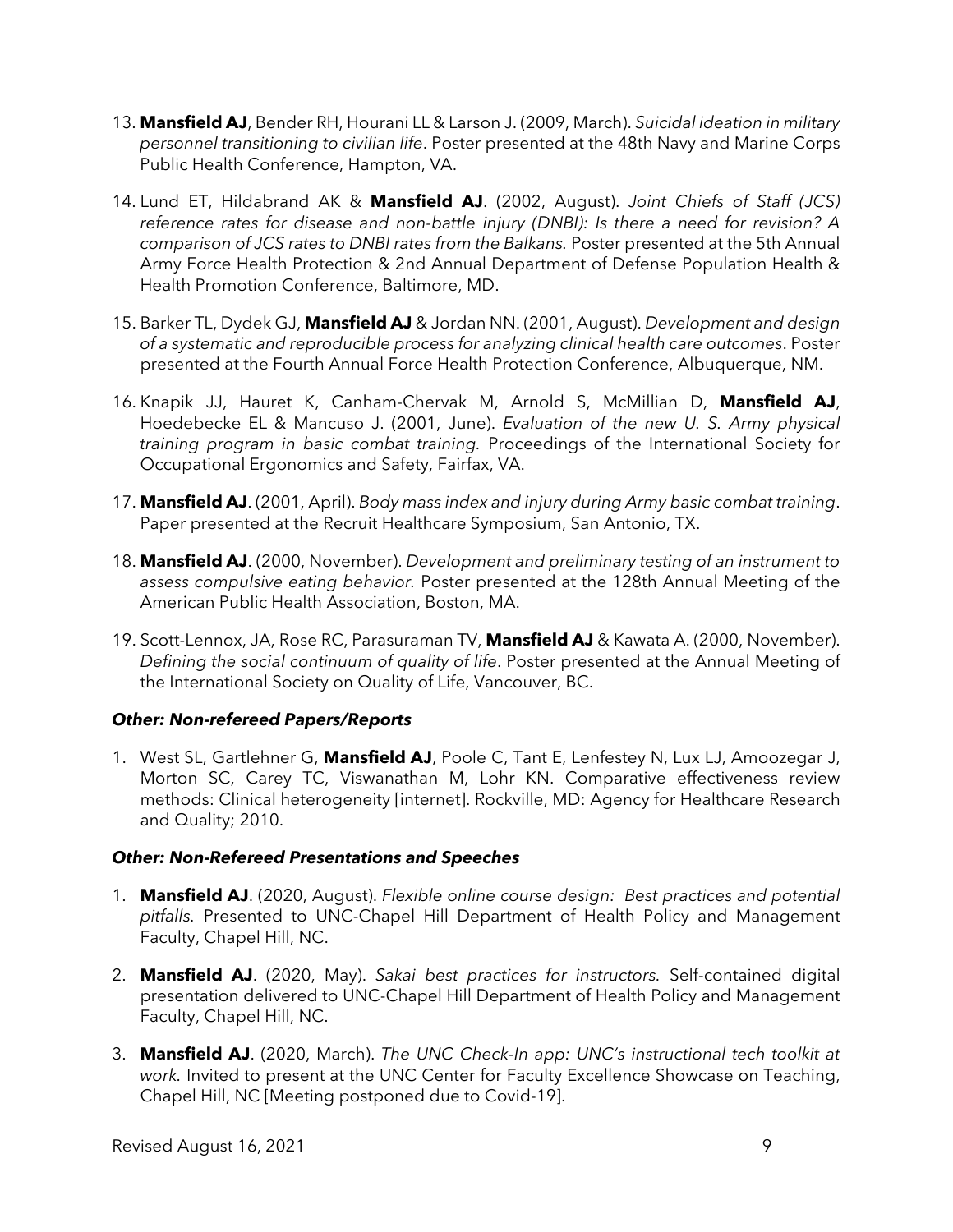13. **Mansfield AJ**, Bender RH, Hourani LL & Larson J. (2009, March). *Suicidal ideation in military personnel transitioning to civilian life*. Poster presented at the 48th Navy and Marine Corps Public Health Conference, Hampton, VA.

14. Lund ET, Hildabrand AK & **Mansfield AJ**. (2002, August). *Joint Chiefs of Staff (JCS) reference rates for disease and non-battle injury (DNBI): Is there a need for revision? A comparison of JCS rates to DNBI rates from the Balkans.* Poster presented at the 5th Annual Army Force Health Protection & 2nd Annual Department of Defense Population Health & Health Promotion Conference, Baltimore, MD.

15. Barker TL, Dydek GJ, **Mansfield AJ** & Jordan NN. (2001, August). *Development and design of a systematic and reproducible process for analyzing clinical health care outcomes*. Poster presented at the Fourth Annual Force Health Protection Conference, Albuquerque, NM.

16. Knapik JJ, Hauret K, Canham-Chervak M, Arnold S, McMillian D, **Mansfield AJ**, Hoedebecke EL & Mancuso J. (2001, June). *Evaluation of the new U. S. Army physical training program in basic combat training.* Proceedings of the International Society for Occupational Ergonomics and Safety, Fairfax, VA.

17. **Mansfield AJ**. (2001, April). *Body mass index and injury during Army basic combat training*. Paper presented at the Recruit Healthcare Symposium, San Antonio, TX.

18. **Mansfield AJ**. (2000, November). *Development and preliminary testing of an instrument to assess compulsive eating behavior.* Poster presented at the 128th Annual Meeting of the American Public Health Association, Boston, MA.

19. Scott-Lennox, JA, Rose RC, Parasuraman TV, **Mansfield AJ** & Kawata A. (2000, November). *Defining the social continuum of quality of life*. Poster presented at the Annual Meeting of the International Society on Quality of Life, Vancouver, BC.

#### ***Other: Non-refereed Papers/Reports***

1. West SL, Gartlehner G, **Mansfield AJ**, Poole C, Tant E, Lenfestey N, Lux LJ, Amoozegar J, Morton SC, Carey TC, Viswanathan M, Lohr KN. Comparative effectiveness review methods: Clinical heterogeneity [internet]. Rockville, MD: Agency for Healthcare Research and Quality; 2010.

#### ***Other: Non-Refereed Presentations and Speeches***

1. **Mansfield AJ**. (2020, August). *Flexible online course design: Best practices and potential pitfalls.* Presented to UNC-Chapel Hill Department of Health Policy and Management Faculty, Chapel Hill, NC.

2. **Mansfield AJ**. (2020, May). *Sakai best practices for instructors.* Self-contained digital presentation delivered to UNC-Chapel Hill Department of Health Policy and Management Faculty, Chapel Hill, NC.

3. **Mansfield AJ**. (2020, March). *The UNC Check-In app: UNC's instructional tech toolkit at work.* Invited to present at the UNC Center for Faculty Excellence Showcase on Teaching, Chapel Hill, NC [Meeting postponed due to Covid-19].

Revised August 16, 2021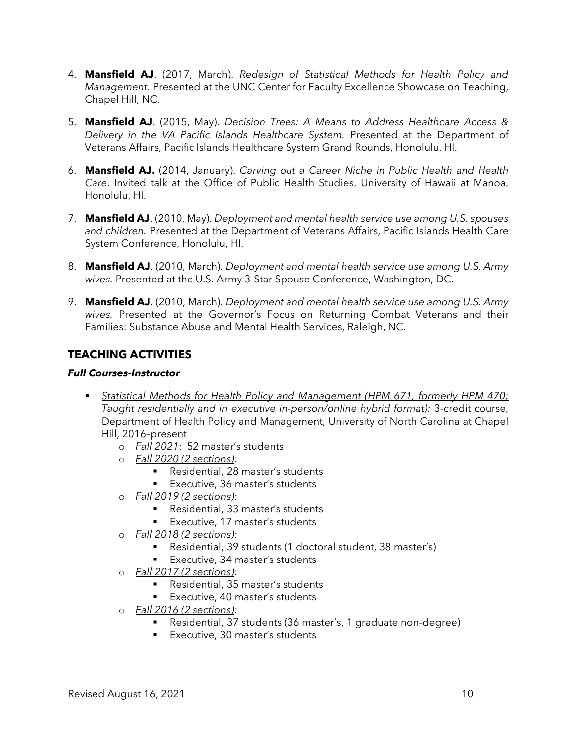4. **Mansfield AJ**. (2017, March). *Redesign of Statistical Methods for Health Policy and Management.* Presented at the UNC Center for Faculty Excellence Showcase on Teaching, Chapel Hill, NC.

5. **Mansfield AJ**. (2015, May). *Decision Trees: A Means to Address Healthcare Access & Delivery in the VA Pacific Islands Healthcare System.* Presented at the Department of Veterans Affairs, Pacific Islands Healthcare System Grand Rounds, Honolulu, HI.

6. **Mansfield AJ.** (2014, January). *Carving out a Career Niche in Public Health and Health Care*. Invited talk at the Office of Public Health Studies, University of Hawaii at Manoa, Honolulu, HI.

7. **Mansfield AJ**. (2010, May). *Deployment and mental health service use among U.S. spouses and children.* Presented at the Department of Veterans Affairs, Pacific Islands Health Care System Conference, Honolulu, HI.

8. **Mansfield AJ**. (2010, March). *Deployment and mental health service use among U.S. Army wives.* Presented at the U.S. Army 3-Star Spouse Conference, Washington, DC.

9. **Mansfield AJ**. (2010, March). *Deployment and mental health service use among U.S. Army wives.* Presented at the Governor's Focus on Returning Combat Veterans and their Families: Substance Abuse and Mental Health Services, Raleigh, NC.

## TEACHING ACTIVITIES

### *Full Courses-Instructor*

- *Statistical Methods for Health Policy and Management (HPM 671, formerly HPM 470; Taught residentially and in executive in-person/online hybrid format):* 3-credit course, Department of Health Policy and Management, University of North Carolina at Chapel Hill, 2016–present
  - *Fall 2021*: 52 master's students
  - *Fall 2020 (2 sections):*
    - Residential, 28 master's students
    - Executive, 36 master's students
  - *Fall 2019 (2 sections):*
    - Residential, 33 master's students
    - Executive, 17 master's students
  - *Fall 2018 (2 sections):*
    - Residential, 39 students (1 doctoral student, 38 master's)
    - Executive, 34 master's students
  - *Fall 2017 (2 sections):*
    - Residential, 35 master's students
    - Executive, 40 master's students
  - *Fall 2016 (2 sections):*
    - Residential, 37 students (36 master's, 1 graduate non-degree)
    - Executive, 30 master's students

Revised August 16, 2021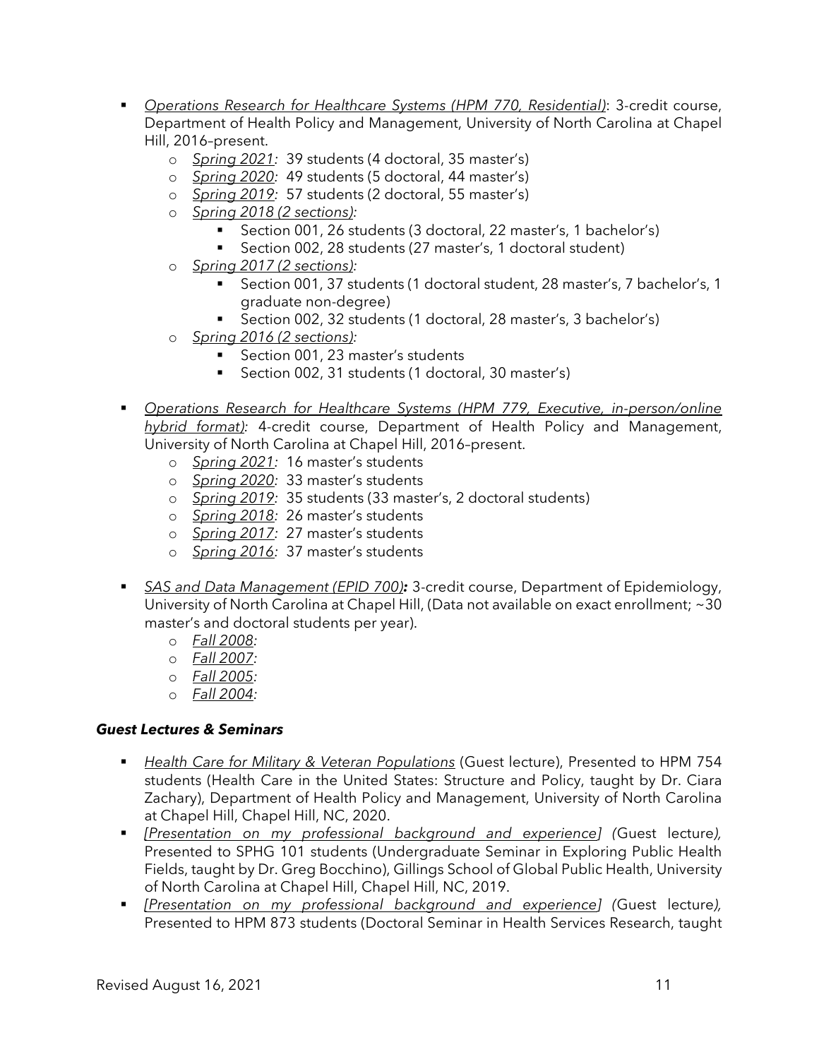- *Operations Research for Healthcare Systems (HPM 770, Residential)*: 3-credit course, Department of Health Policy and Management, University of North Carolina at Chapel Hill, 2016–present.
    - *Spring 2021:* 39 students (4 doctoral, 35 master's)
    - *Spring 2020:* 49 students (5 doctoral, 44 master's)
    - *Spring 2019:* 57 students (2 doctoral, 55 master's)
    - *Spring 2018 (2 sections):*
        - Section 001, 26 students (3 doctoral, 22 master's, 1 bachelor's)
        - Section 002, 28 students (27 master's, 1 doctoral student)
    - *Spring 2017 (2 sections):*
        - Section 001, 37 students (1 doctoral student, 28 master's, 7 bachelor's, 1 graduate non-degree)
        - Section 002, 32 students (1 doctoral, 28 master's, 3 bachelor's)
    - *Spring 2016 (2 sections):*
        - Section 001, 23 master's students
        - Section 002, 31 students (1 doctoral, 30 master's)

- *Operations Research for Healthcare Systems (HPM 779, Executive, in-person/online hybrid format):* 4-credit course, Department of Health Policy and Management, University of North Carolina at Chapel Hill, 2016–present.
    - *Spring 2021:* 16 master's students
    - *Spring 2020:* 33 master's students
    - *Spring 2019:* 35 students (33 master's, 2 doctoral students)
    - *Spring 2018:* 26 master's students
    - *Spring 2017:* 27 master's students
    - *Spring 2016:* 37 master's students

- *SAS and Data Management (EPID 700)***:** 3-credit course, Department of Epidemiology, University of North Carolina at Chapel Hill, (Data not available on exact enrollment; ~30 master's and doctoral students per year).
    - *Fall 2008:*
    - *Fall 2007:*
    - *Fall 2005:*
    - *Fall 2004:*

### *Guest Lectures & Seminars*

- *Health Care for Military & Veteran Populations* (Guest lecture), Presented to HPM 754 students (Health Care in the United States: Structure and Policy, taught by Dr. Ciara Zachary), Department of Health Policy and Management, University of North Carolina at Chapel Hill, Chapel Hill, NC, 2020.
- *[Presentation on my professional background and experience] (*Guest lecture*),* Presented to SPHG 101 students (Undergraduate Seminar in Exploring Public Health Fields, taught by Dr. Greg Bocchino), Gillings School of Global Public Health, University of North Carolina at Chapel Hill, Chapel Hill, NC, 2019.
- *[Presentation on my professional background and experience] (*Guest lecture*),* Presented to HPM 873 students (Doctoral Seminar in Health Services Research, taught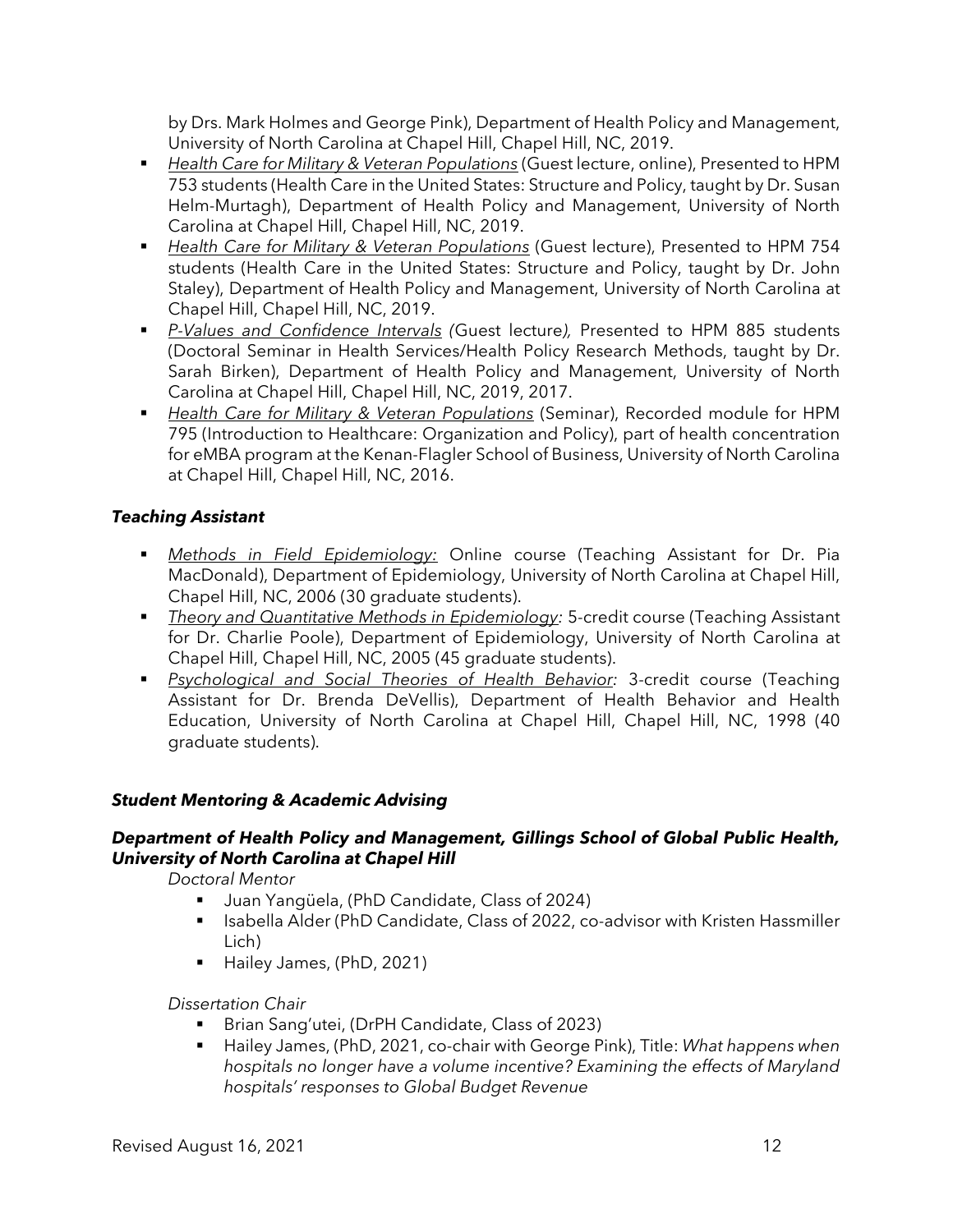by Drs. Mark Holmes and George Pink), Department of Health Policy and Management, University of North Carolina at Chapel Hill, Chapel Hill, NC, 2019.

- *Health Care for Military & Veteran Populations* (Guest lecture, online), Presented to HPM 753 students (Health Care in the United States: Structure and Policy, taught by Dr. Susan Helm-Murtagh), Department of Health Policy and Management, University of North Carolina at Chapel Hill, Chapel Hill, NC, 2019.
- *Health Care for Military & Veteran Populations* (Guest lecture), Presented to HPM 754 students (Health Care in the United States: Structure and Policy, taught by Dr. John Staley), Department of Health Policy and Management, University of North Carolina at Chapel Hill, Chapel Hill, NC, 2019.
- *P-Values and Confidence Intervals (*Guest lecture*),* Presented to HPM 885 students (Doctoral Seminar in Health Services/Health Policy Research Methods, taught by Dr. Sarah Birken), Department of Health Policy and Management, University of North Carolina at Chapel Hill, Chapel Hill, NC, 2019, 2017.
- *Health Care for Military & Veteran Populations* (Seminar), Recorded module for HPM 795 (Introduction to Healthcare: Organization and Policy), part of health concentration for eMBA program at the Kenan-Flagler School of Business, University of North Carolina at Chapel Hill, Chapel Hill, NC, 2016.

### *Teaching Assistant*

- *Methods in Field Epidemiology:* Online course (Teaching Assistant for Dr. Pia MacDonald), Department of Epidemiology, University of North Carolina at Chapel Hill, Chapel Hill, NC, 2006 (30 graduate students).
- *Theory and Quantitative Methods in Epidemiology:* 5-credit course (Teaching Assistant for Dr. Charlie Poole), Department of Epidemiology, University of North Carolina at Chapel Hill, Chapel Hill, NC, 2005 (45 graduate students).
- *Psychological and Social Theories of Health Behavior:* 3-credit course (Teaching Assistant for Dr. Brenda DeVellis), Department of Health Behavior and Health Education, University of North Carolina at Chapel Hill, Chapel Hill, NC, 1998 (40 graduate students).

### *Student Mentoring & Academic Advising*

#### *Department of Health Policy and Management, Gillings School of Global Public Health, University of North Carolina at Chapel Hill*

*Doctoral Mentor*

- Juan Yangüela, (PhD Candidate, Class of 2024)
- Isabella Alder (PhD Candidate, Class of 2022, co-advisor with Kristen Hassmiller Lich)
- Hailey James, (PhD, 2021)

*Dissertation Chair*

- Brian Sang'utei, (DrPH Candidate, Class of 2023)
- Hailey James, (PhD, 2021, co-chair with George Pink), Title: *What happens when hospitals no longer have a volume incentive? Examining the effects of Maryland hospitals' responses to Global Budget Revenue*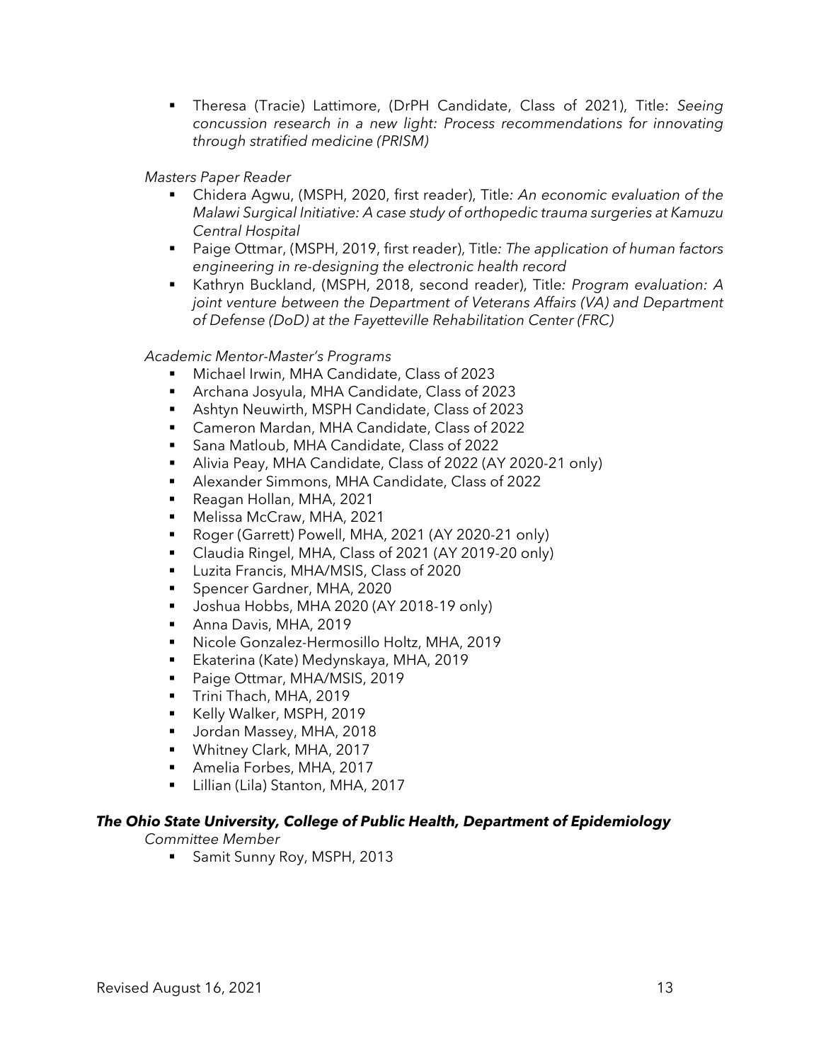- Theresa (Tracie) Lattimore, (DrPH Candidate, Class of 2021), Title: *Seeing concussion research in a new light: Process recommendations for innovating through stratified medicine (PRISM)*

*Masters Paper Reader*

- Chidera Agwu, (MSPH, 2020, first reader), Title: *An economic evaluation of the Malawi Surgical Initiative: A case study of orthopedic trauma surgeries at Kamuzu Central Hospital*
- Paige Ottmar, (MSPH, 2019, first reader), Title: *The application of human factors engineering in re-designing the electronic health record*
- Kathryn Buckland, (MSPH, 2018, second reader), Title: *Program evaluation: A joint venture between the Department of Veterans Affairs (VA) and Department of Defense (DoD) at the Fayetteville Rehabilitation Center (FRC)*

*Academic Mentor-Master's Programs*

- Michael Irwin, MHA Candidate, Class of 2023
- Archana Josyula, MHA Candidate, Class of 2023
- Ashtyn Neuwirth, MSPH Candidate, Class of 2023
- Cameron Mardan, MHA Candidate, Class of 2022
- Sana Matloub, MHA Candidate, Class of 2022
- Alivia Peay, MHA Candidate, Class of 2022 (AY 2020-21 only)
- Alexander Simmons, MHA Candidate, Class of 2022
- Reagan Hollan, MHA, 2021
- Melissa McCraw, MHA, 2021
- Roger (Garrett) Powell, MHA, 2021 (AY 2020-21 only)
- Claudia Ringel, MHA, Class of 2021 (AY 2019-20 only)
- Luzita Francis, MHA/MSIS, Class of 2020
- Spencer Gardner, MHA, 2020
- Joshua Hobbs, MHA 2020 (AY 2018-19 only)
- Anna Davis, MHA, 2019
- Nicole Gonzalez-Hermosillo Holtz, MHA, 2019
- Ekaterina (Kate) Medynskaya, MHA, 2019
- Paige Ottmar, MHA/MSIS, 2019
- Trini Thach, MHA, 2019
- Kelly Walker, MSPH, 2019
- Jordan Massey, MHA, 2018
- Whitney Clark, MHA, 2017
- Amelia Forbes, MHA, 2017
- Lillian (Lila) Stanton, MHA, 2017

***The Ohio State University, College of Public Health, Department of Epidemiology***

*Committee Member*

- Samit Sunny Roy, MSPH, 2013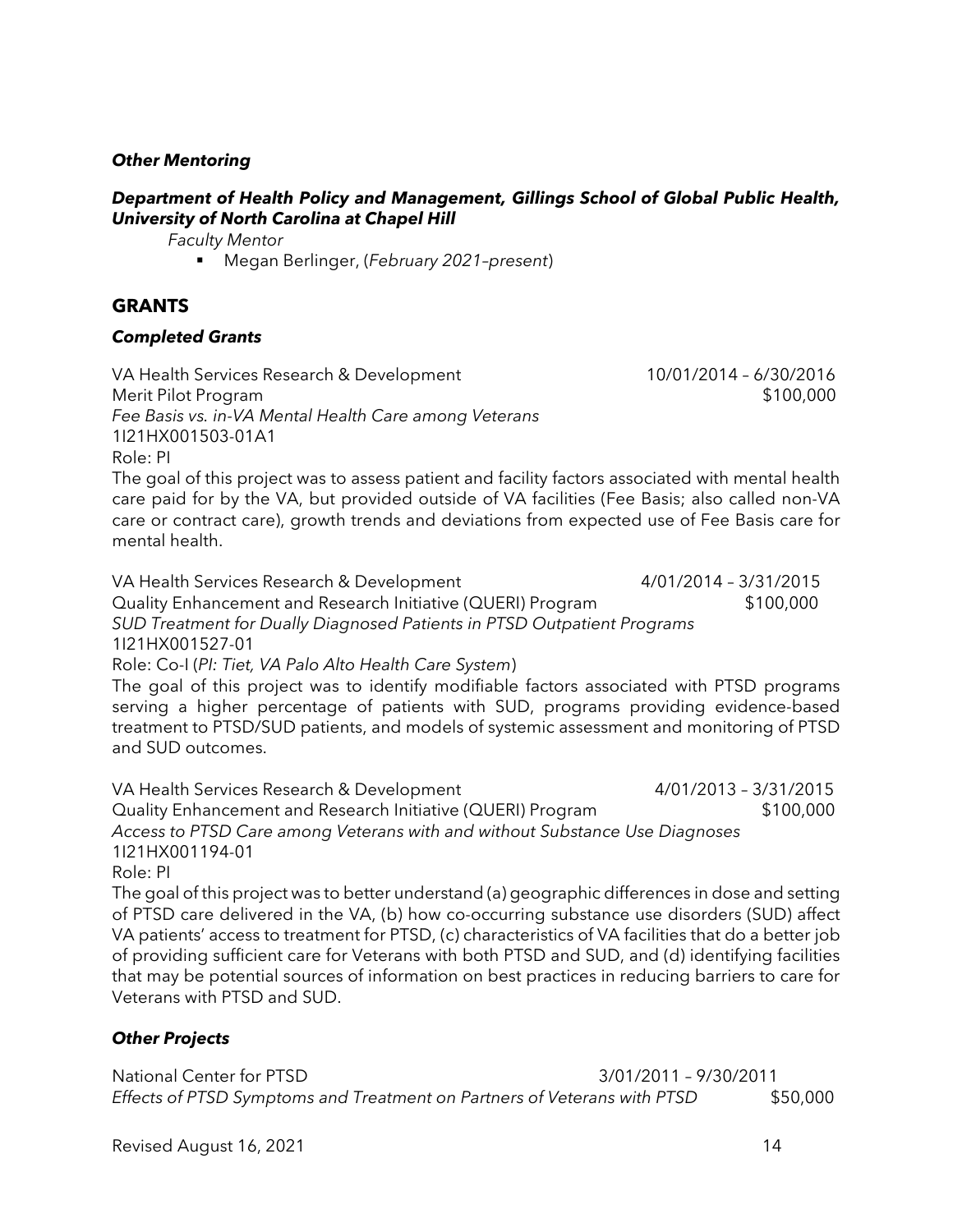***Other Mentoring***

***Department of Health Policy and Management, Gillings School of Global Public Health, University of North Carolina at Chapel Hill***

*Faculty Mentor*

- Megan Berlinger, (*February 2021–present*)

## GRANTS

### *Completed Grants*

VA Health Services Research & Development — 10/01/2014 – 6/30/2016
Merit Pilot Program — $100,000
*Fee Basis vs. in-VA Mental Health Care among Veterans*
1I21HX001503-01A1
Role: PI
The goal of this project was to assess patient and facility factors associated with mental health care paid for by the VA, but provided outside of VA facilities (Fee Basis; also called non-VA care or contract care), growth trends and deviations from expected use of Fee Basis care for mental health.

VA Health Services Research & Development — 4/01/2014 – 3/31/2015
Quality Enhancement and Research Initiative (QUERI) Program — $100,000
*SUD Treatment for Dually Diagnosed Patients in PTSD Outpatient Programs*
1I21HX001527-01
Role: Co-I (*PI: Tiet, VA Palo Alto Health Care System*)
The goal of this project was to identify modifiable factors associated with PTSD programs serving a higher percentage of patients with SUD, programs providing evidence-based treatment to PTSD/SUD patients, and models of systemic assessment and monitoring of PTSD and SUD outcomes.

VA Health Services Research & Development — 4/01/2013 – 3/31/2015
Quality Enhancement and Research Initiative (QUERI) Program — $100,000
*Access to PTSD Care among Veterans with and without Substance Use Diagnoses*
1I21HX001194-01
Role: PI
The goal of this project was to better understand (a) geographic differences in dose and setting of PTSD care delivered in the VA, (b) how co-occurring substance use disorders (SUD) affect VA patients' access to treatment for PTSD, (c) characteristics of VA facilities that do a better job of providing sufficient care for Veterans with both PTSD and SUD, and (d) identifying facilities that may be potential sources of information on best practices in reducing barriers to care for Veterans with PTSD and SUD.

### *Other Projects*

National Center for PTSD — 3/01/2011 – 9/30/2011
*Effects of PTSD Symptoms and Treatment on Partners of Veterans with PTSD* — $50,000

Revised August 16, 2021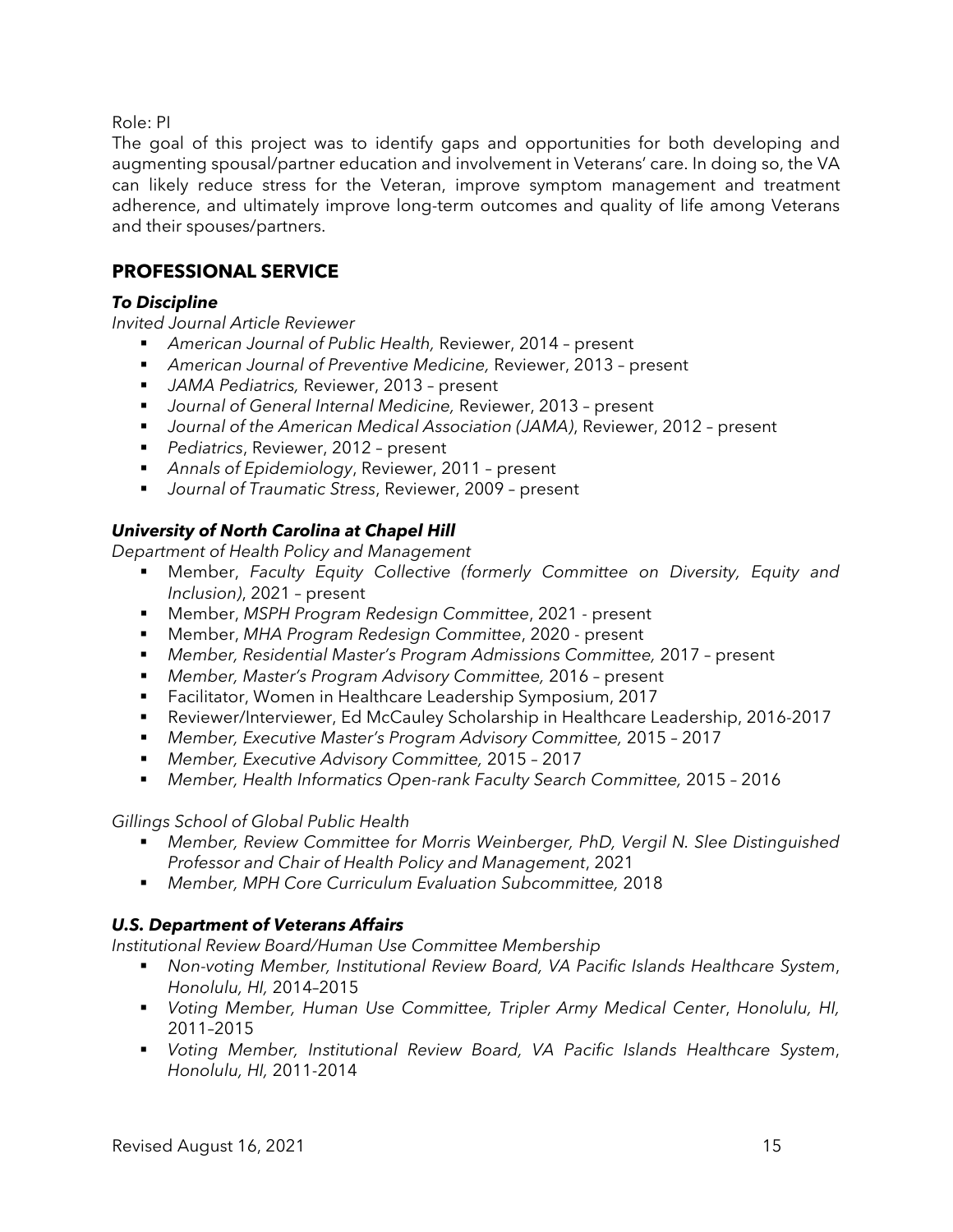Role: PI

The goal of this project was to identify gaps and opportunities for both developing and augmenting spousal/partner education and involvement in Veterans' care. In doing so, the VA can likely reduce stress for the Veteran, improve symptom management and treatment adherence, and ultimately improve long-term outcomes and quality of life among Veterans and their spouses/partners.

## PROFESSIONAL SERVICE

### *To Discipline*

*Invited Journal Article Reviewer*

- *American Journal of Public Health,* Reviewer, 2014 – present
- *American Journal of Preventive Medicine,* Reviewer, 2013 – present
- *JAMA Pediatrics,* Reviewer, 2013 – present
- *Journal of General Internal Medicine,* Reviewer, 2013 – present
- *Journal of the American Medical Association (JAMA)*, Reviewer, 2012 – present
- *Pediatrics*, Reviewer, 2012 – present
- *Annals of Epidemiology*, Reviewer, 2011 – present
- *Journal of Traumatic Stress*, Reviewer, 2009 – present

### *University of North Carolina at Chapel Hill*

*Department of Health Policy and Management*

- Member, *Faculty Equity Collective (formerly Committee on Diversity, Equity and Inclusion)*, 2021 – present
- Member, *MSPH Program Redesign Committee*, 2021 - present
- Member, *MHA Program Redesign Committee*, 2020 - present
- *Member, Residential Master's Program Admissions Committee,* 2017 – present
- *Member, Master's Program Advisory Committee,* 2016 – present
- Facilitator, Women in Healthcare Leadership Symposium, 2017
- Reviewer/Interviewer, Ed McCauley Scholarship in Healthcare Leadership, 2016-2017
- *Member, Executive Master's Program Advisory Committee,* 2015 – 2017
- *Member, Executive Advisory Committee,* 2015 – 2017
- *Member, Health Informatics Open-rank Faculty Search Committee,* 2015 – 2016

*Gillings School of Global Public Health*

- *Member, Review Committee for Morris Weinberger, PhD, Vergil N. Slee Distinguished Professor and Chair of Health Policy and Management*, 2021
- *Member, MPH Core Curriculum Evaluation Subcommittee,* 2018

### *U.S. Department of Veterans Affairs*

*Institutional Review Board/Human Use Committee Membership*

- *Non-voting Member, Institutional Review Board, VA Pacific Islands Healthcare System*, *Honolulu, HI,* 2014–2015
- *Voting Member, Human Use Committee, Tripler Army Medical Center*, *Honolulu, HI,* 2011–2015
- *Voting Member, Institutional Review Board, VA Pacific Islands Healthcare System*, *Honolulu, HI,* 2011-2014

Revised August 16, 2021